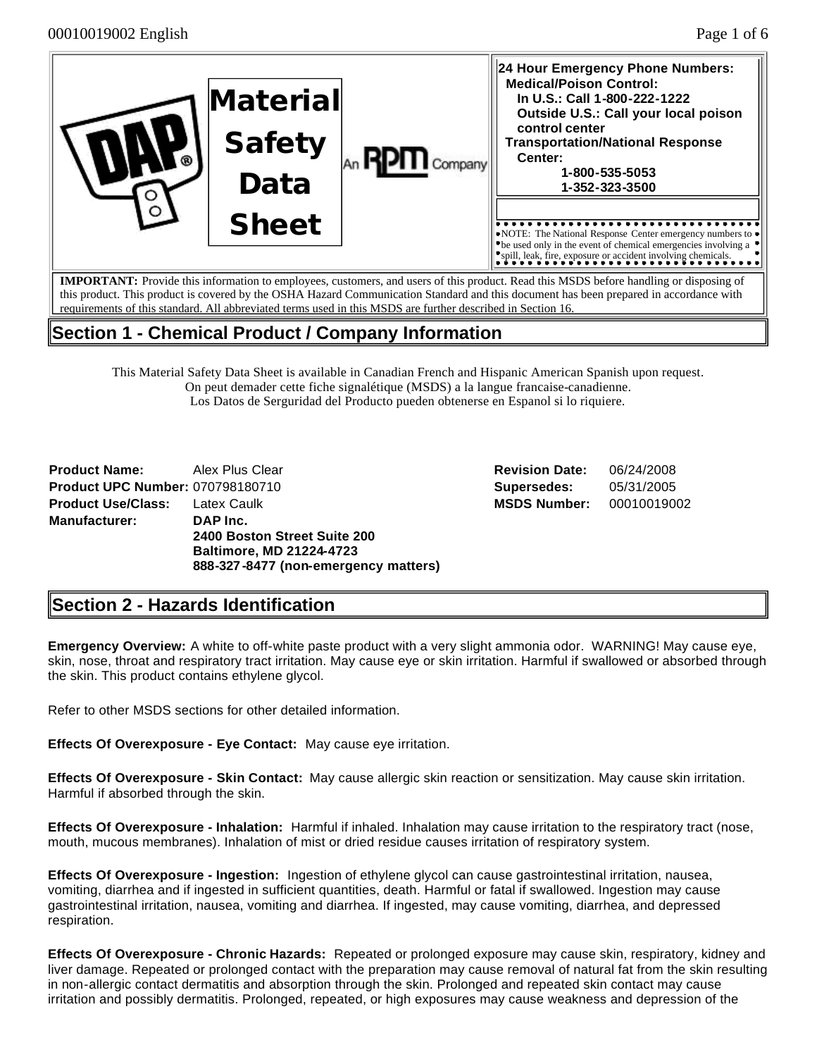# Material Safety Data Sheet

An RPM Company

**24 Hour Emergency Phone Numbers:**
**Medical/Poison Control:**
**In U.S.: Call 1-800-222-1222**
**Outside U.S.: Call your local poison control center**
**Transportation/National Response Center:**
**1-800-535-5053**
**1-352-323-3500**

NOTE: The National Response Center emergency numbers to be used only in the event of chemical emergencies involving a spill, leak, fire, exposure or accident involving chemicals.

**IMPORTANT:** Provide this information to employees, customers, and users of this product. Read this MSDS before handling or disposing of this product. This product is covered by the OSHA Hazard Communication Standard and this document has been prepared in accordance with requirements of this standard. All abbreviated terms used in this MSDS are further described in Section 16.

## Section 1 - Chemical Product / Company Information

This Material Safety Data Sheet is available in Canadian French and Hispanic American Spanish upon request.
On peut demader cette fiche signalétique (MSDS) a la langue francaise-canadienne.
Los Datos de Serguridad del Producto pueden obtenerse en Espanol si lo riquiere.

**Product Name:** Alex Plus Clear
**Product UPC Number:** 070798180710
**Product Use/Class:** Latex Caulk
**Manufacturer:** **DAP Inc.**
**2400 Boston Street Suite 200**
**Baltimore, MD 21224-4723**
**888-327-8477 (non-emergency matters)**

**Revision Date:** 06/24/2008
**Supersedes:** 05/31/2005
**MSDS Number:** 00010019002

## Section 2 - Hazards Identification

**Emergency Overview:** A white to off-white paste product with a very slight ammonia odor. WARNING! May cause eye, skin, nose, throat and respiratory tract irritation. May cause eye or skin irritation. Harmful if swallowed or absorbed through the skin. This product contains ethylene glycol.

Refer to other MSDS sections for other detailed information.

**Effects Of Overexposure - Eye Contact:** May cause eye irritation.

**Effects Of Overexposure - Skin Contact:** May cause allergic skin reaction or sensitization. May cause skin irritation. Harmful if absorbed through the skin.

**Effects Of Overexposure - Inhalation:** Harmful if inhaled. Inhalation may cause irritation to the respiratory tract (nose, mouth, mucous membranes). Inhalation of mist or dried residue causes irritation of respiratory system.

**Effects Of Overexposure - Ingestion:** Ingestion of ethylene glycol can cause gastrointestinal irritation, nausea, vomiting, diarrhea and if ingested in sufficient quantities, death. Harmful or fatal if swallowed. Ingestion may cause gastrointestinal irritation, nausea, vomiting and diarrhea. If ingested, may cause vomiting, diarrhea, and depressed respiration.

**Effects Of Overexposure - Chronic Hazards:** Repeated or prolonged exposure may cause skin, respiratory, kidney and liver damage. Repeated or prolonged contact with the preparation may cause removal of natural fat from the skin resulting in non-allergic contact dermatitis and absorption through the skin. Prolonged and repeated skin contact may cause irritation and possibly dermatitis. Prolonged, repeated, or high exposures may cause weakness and depression of the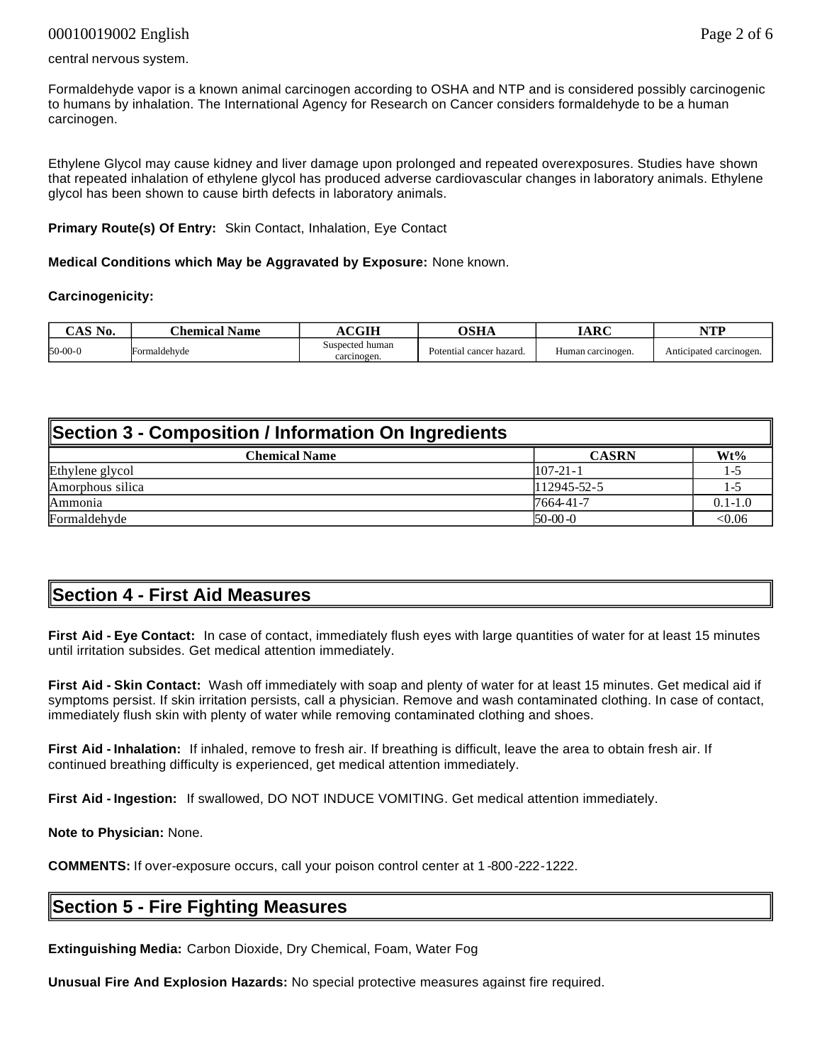central nervous system.

Formaldehyde vapor is a known animal carcinogen according to OSHA and NTP and is considered possibly carcinogenic to humans by inhalation. The International Agency for Research on Cancer considers formaldehyde to be a human carcinogen.

Ethylene Glycol may cause kidney and liver damage upon prolonged and repeated overexposures. Studies have shown that repeated inhalation of ethylene glycol has produced adverse cardiovascular changes in laboratory animals. Ethylene glycol has been shown to cause birth defects in laboratory animals.

**Primary Route(s) Of Entry:** Skin Contact, Inhalation, Eye Contact

**Medical Conditions which May be Aggravated by Exposure:** None known.

**Carcinogenicity:**

| CAS No. | Chemical Name | ACGIH | OSHA | IARC | NTP |
|---|---|---|---|---|---|
| 50-00-0 | Formaldehyde | Suspected human carcinogen. | Potential cancer hazard. | Human carcinogen. | Anticipated carcinogen. |

## Section 3 - Composition / Information On Ingredients

| Chemical Name | CASRN | Wt% |
|---|---|---|
| Ethylene glycol | 107-21-1 | 1-5 |
| Amorphous silica | 112945-52-5 | 1-5 |
| Ammonia | 7664-41-7 | 0.1-1.0 |
| Formaldehyde | 50-00-0 | <0.06 |

## Section 4 - First Aid Measures

**First Aid - Eye Contact:** In case of contact, immediately flush eyes with large quantities of water for at least 15 minutes until irritation subsides. Get medical attention immediately.

**First Aid - Skin Contact:** Wash off immediately with soap and plenty of water for at least 15 minutes. Get medical aid if symptoms persist. If skin irritation persists, call a physician. Remove and wash contaminated clothing. In case of contact, immediately flush skin with plenty of water while removing contaminated clothing and shoes.

**First Aid - Inhalation:** If inhaled, remove to fresh air. If breathing is difficult, leave the area to obtain fresh air. If continued breathing difficulty is experienced, get medical attention immediately.

**First Aid - Ingestion:** If swallowed, DO NOT INDUCE VOMITING. Get medical attention immediately.

**Note to Physician:** None.

**COMMENTS:** If over-exposure occurs, call your poison control center at 1-800-222-1222.

## Section 5 - Fire Fighting Measures

**Extinguishing Media:** Carbon Dioxide, Dry Chemical, Foam, Water Fog

**Unusual Fire And Explosion Hazards:** No special protective measures against fire required.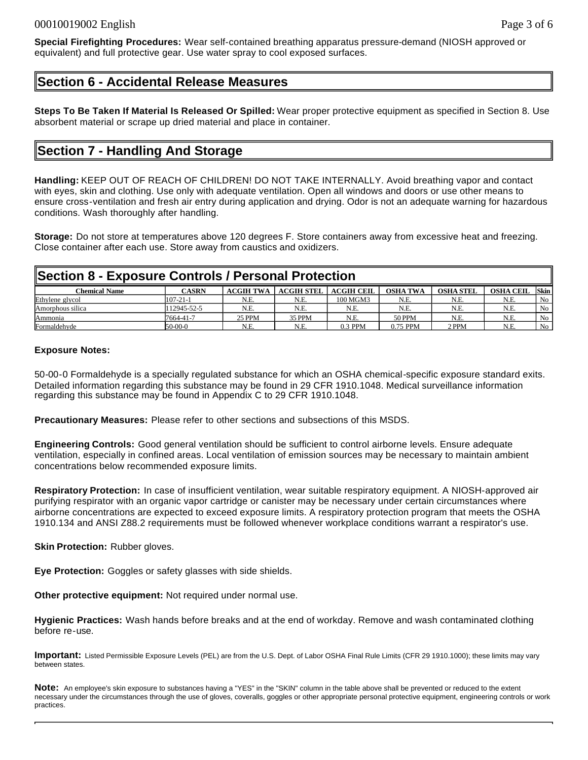**Special Firefighting Procedures:** Wear self-contained breathing apparatus pressure-demand (NIOSH approved or equivalent) and full protective gear. Use water spray to cool exposed surfaces.

## Section 6 - Accidental Release Measures

**Steps To Be Taken If Material Is Released Or Spilled:** Wear proper protective equipment as specified in Section 8. Use absorbent material or scrape up dried material and place in container.

## Section 7 - Handling And Storage

**Handling:** KEEP OUT OF REACH OF CHILDREN! DO NOT TAKE INTERNALLY. Avoid breathing vapor and contact with eyes, skin and clothing. Use only with adequate ventilation. Open all windows and doors or use other means to ensure cross-ventilation and fresh air entry during application and drying. Odor is not an adequate warning for hazardous conditions. Wash thoroughly after handling.

**Storage:** Do not store at temperatures above 120 degrees F. Store containers away from excessive heat and freezing. Close container after each use. Store away from caustics and oxidizers.

## Section 8 - Exposure Controls / Personal Protection

| Chemical Name | CASRN | ACGIH TWA | ACGIH STEL | ACGIH CEIL | OSHA TWA | OSHA STEL | OSHA CEIL | Skin |
|---|---|---|---|---|---|---|---|---|
| Ethylene glycol | 107-21-1 | N.E. | N.E. | 100 MGM3 | N.E. | N.E. | N.E. | No |
| Amorphous silica | 112945-52-5 | N.E. | N.E. | N.E. | N.E. | N.E. | N.E. | No |
| Ammonia | 7664-41-7 | 25 PPM | 35 PPM | N.E. | 50 PPM | N.E. | N.E. | No |
| Formaldehyde | 50-00-0 | N.E. | N.E. | 0.3 PPM | 0.75 PPM | 2 PPM | N.E. | No |

**Exposure Notes:**

50-00-0 Formaldehyde is a specially regulated substance for which an OSHA chemical-specific exposure standard exits. Detailed information regarding this substance may be found in 29 CFR 1910.1048. Medical surveillance information regarding this substance may be found in Appendix C to 29 CFR 1910.1048.

**Precautionary Measures:** Please refer to other sections and subsections of this MSDS.

**Engineering Controls:** Good general ventilation should be sufficient to control airborne levels. Ensure adequate ventilation, especially in confined areas. Local ventilation of emission sources may be necessary to maintain ambient concentrations below recommended exposure limits.

**Respiratory Protection:** In case of insufficient ventilation, wear suitable respiratory equipment. A NIOSH-approved air purifying respirator with an organic vapor cartridge or canister may be necessary under certain circumstances where airborne concentrations are expected to exceed exposure limits. A respiratory protection program that meets the OSHA 1910.134 and ANSI Z88.2 requirements must be followed whenever workplace conditions warrant a respirator's use.

**Skin Protection:** Rubber gloves.

**Eye Protection:** Goggles or safety glasses with side shields.

**Other protective equipment:** Not required under normal use.

**Hygienic Practices:** Wash hands before breaks and at the end of workday. Remove and wash contaminated clothing before re-use.

**Important:** Listed Permissible Exposure Levels (PEL) are from the U.S. Dept. of Labor OSHA Final Rule Limits (CFR 29 1910.1000); these limits may vary between states.

**Note:** An employee's skin exposure to substances having a "YES" in the "SKIN" column in the table above shall be prevented or reduced to the extent necessary under the circumstances through the use of gloves, coveralls, goggles or other appropriate personal protective equipment, engineering controls or work practices.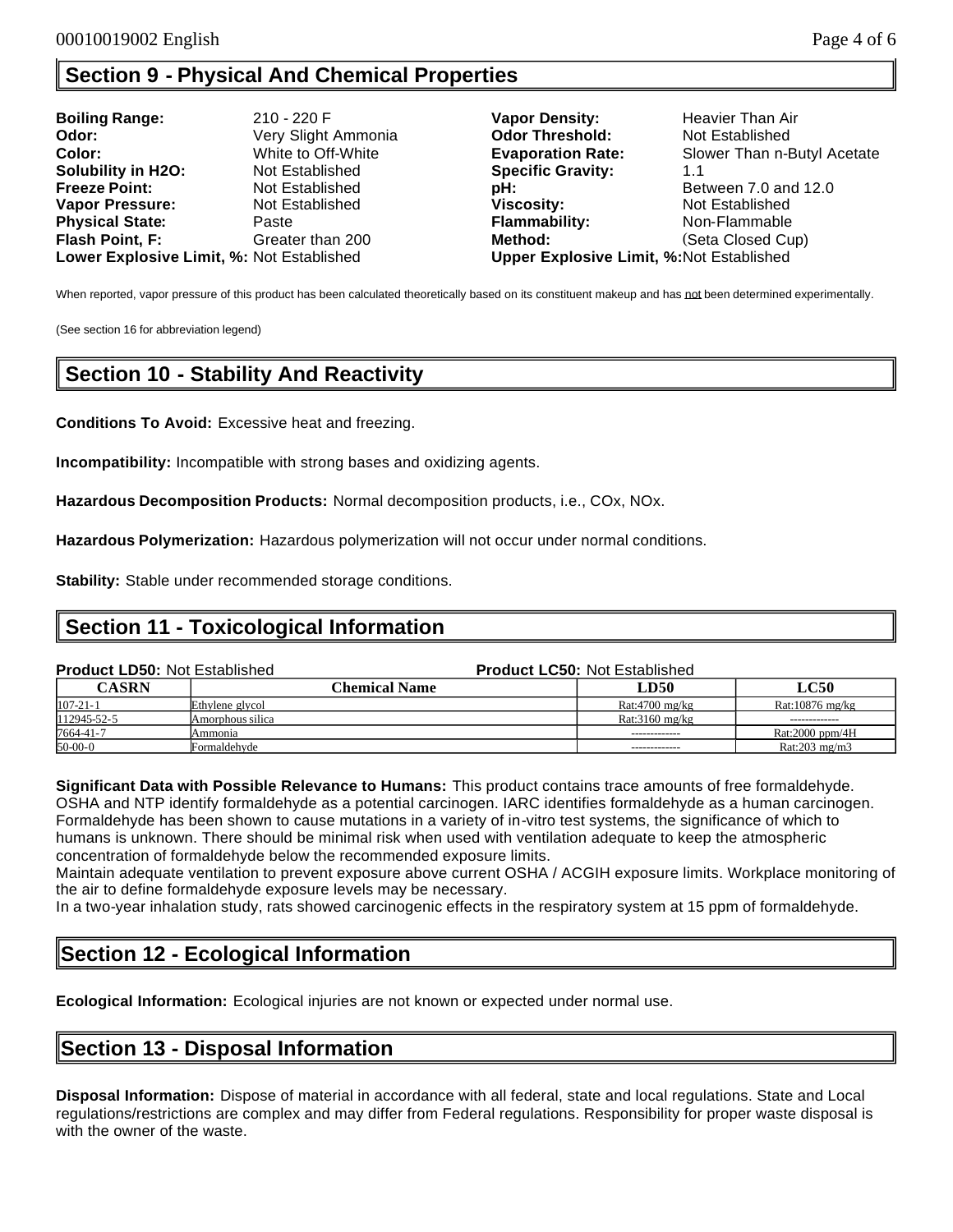## Section 9 - Physical And Chemical Properties

| | | | |
|---|---|---|---|
| **Boiling Range:** | 210 - 220 F | **Vapor Density:** | Heavier Than Air |
| **Odor:** | Very Slight Ammonia | **Odor Threshold:** | Not Established |
| **Color:** | White to Off-White | **Evaporation Rate:** | Slower Than n-Butyl Acetate |
| **Solubility in H2O:** | Not Established | **Specific Gravity:** | 1.1 |
| **Freeze Point:** | Not Established | **pH:** | Between 7.0 and 12.0 |
| **Vapor Pressure:** | Not Established | **Viscosity:** | Not Established |
| **Physical State:** | Paste | **Flammability:** | Non-Flammable |
| **Flash Point, F:** | Greater than 200 | **Method:** | (Seta Closed Cup) |
| **Lower Explosive Limit, %:** | Not Established | **Upper Explosive Limit, %:** | Not Established |

When reported, vapor pressure of this product has been calculated theoretically based on its constituent makeup and has not been determined experimentally.

(See section 16 for abbreviation legend)

## Section 10 - Stability And Reactivity

**Conditions To Avoid:** Excessive heat and freezing.

**Incompatibility:** Incompatible with strong bases and oxidizing agents.

**Hazardous Decomposition Products:** Normal decomposition products, i.e., COx, NOx.

**Hazardous Polymerization:** Hazardous polymerization will not occur under normal conditions.

**Stability:** Stable under recommended storage conditions.

## Section 11 - Toxicological Information

**Product LD50:** Not Established **Product LC50:** Not Established

| CASRN | Chemical Name | LD50 | LC50 |
|---|---|---|---|
| 107-21-1 | Ethylene glycol | Rat:4700 mg/kg | Rat:10876 mg/kg |
| 112945-52-5 | Amorphous silica | Rat:3160 mg/kg | ------------- |
| 7664-41-7 | Ammonia | ------------- | Rat:2000 ppm/4H |
| 50-00-0 | Formaldehyde | ------------- | Rat:203 mg/m3 |

**Significant Data with Possible Relevance to Humans:** This product contains trace amounts of free formaldehyde. OSHA and NTP identify formaldehyde as a potential carcinogen. IARC identifies formaldehyde as a human carcinogen. Formaldehyde has been shown to cause mutations in a variety of in-vitro test systems, the significance of which to humans is unknown. There should be minimal risk when used with ventilation adequate to keep the atmospheric concentration of formaldehyde below the recommended exposure limits.
Maintain adequate ventilation to prevent exposure above current OSHA / ACGIH exposure limits. Workplace monitoring of the air to define formaldehyde exposure levels may be necessary.
In a two-year inhalation study, rats showed carcinogenic effects in the respiratory system at 15 ppm of formaldehyde.

## Section 12 - Ecological Information

**Ecological Information:** Ecological injuries are not known or expected under normal use.

## Section 13 - Disposal Information

**Disposal Information:** Dispose of material in accordance with all federal, state and local regulations. State and Local regulations/restrictions are complex and may differ from Federal regulations. Responsibility for proper waste disposal is with the owner of the waste.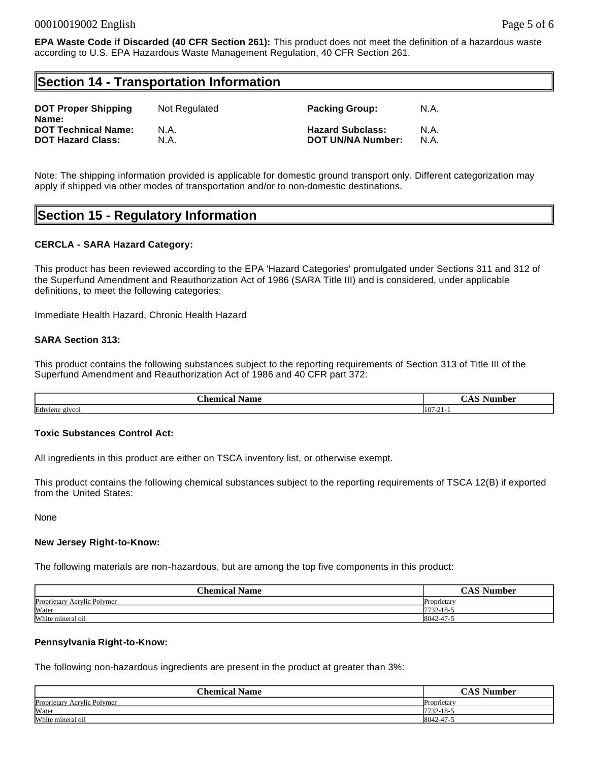**EPA Waste Code if Discarded (40 CFR Section 261):** This product does not meet the definition of a hazardous waste according to U.S. EPA Hazardous Waste Management Regulation, 40 CFR Section 261.

## Section 14 - Transportation Information

| | | | |
|---|---|---|---|
| **DOT Proper Shipping Name:** | Not Regulated | **Packing Group:** | N.A. |
| **DOT Technical Name:** | N.A. | **Hazard Subclass:** | N.A. |
| **DOT Hazard Class:** | N.A. | **DOT UN/NA Number:** | N.A. |

Note: The shipping information provided is applicable for domestic ground transport only. Different categorization may apply if shipped via other modes of transportation and/or to non-domestic destinations.

## Section 15 - Regulatory Information

**CERCLA - SARA Hazard Category:**

This product has been reviewed according to the EPA 'Hazard Categories' promulgated under Sections 311 and 312 of the Superfund Amendment and Reauthorization Act of 1986 (SARA Title III) and is considered, under applicable definitions, to meet the following categories:

Immediate Health Hazard, Chronic Health Hazard

**SARA Section 313:**

This product contains the following substances subject to the reporting requirements of Section 313 of Title III of the Superfund Amendment and Reauthorization Act of 1986 and 40 CFR part 372:

| Chemical Name | CAS Number |
|---|---|
| Ethylene glycol | 107-21-1 |

**Toxic Substances Control Act:**

All ingredients in this product are either on TSCA inventory list, or otherwise exempt.

This product contains the following chemical substances subject to the reporting requirements of TSCA 12(B) if exported from the United States:

None

**New Jersey Right-to-Know:**

The following materials are non-hazardous, but are among the top five components in this product:

| Chemical Name | CAS Number |
|---|---|
| Proprietary Acrylic Polymer | Proprietary |
| Water | 7732-18-5 |
| White mineral oil | 8042-47-5 |

**Pennsylvania Right-to-Know:**

The following non-hazardous ingredients are present in the product at greater than 3%:

| Chemical Name | CAS Number |
|---|---|
| Proprietary Acrylic Polymer | Proprietary |
| Water | 7732-18-5 |
| White mineral oil | 8042-47-5 |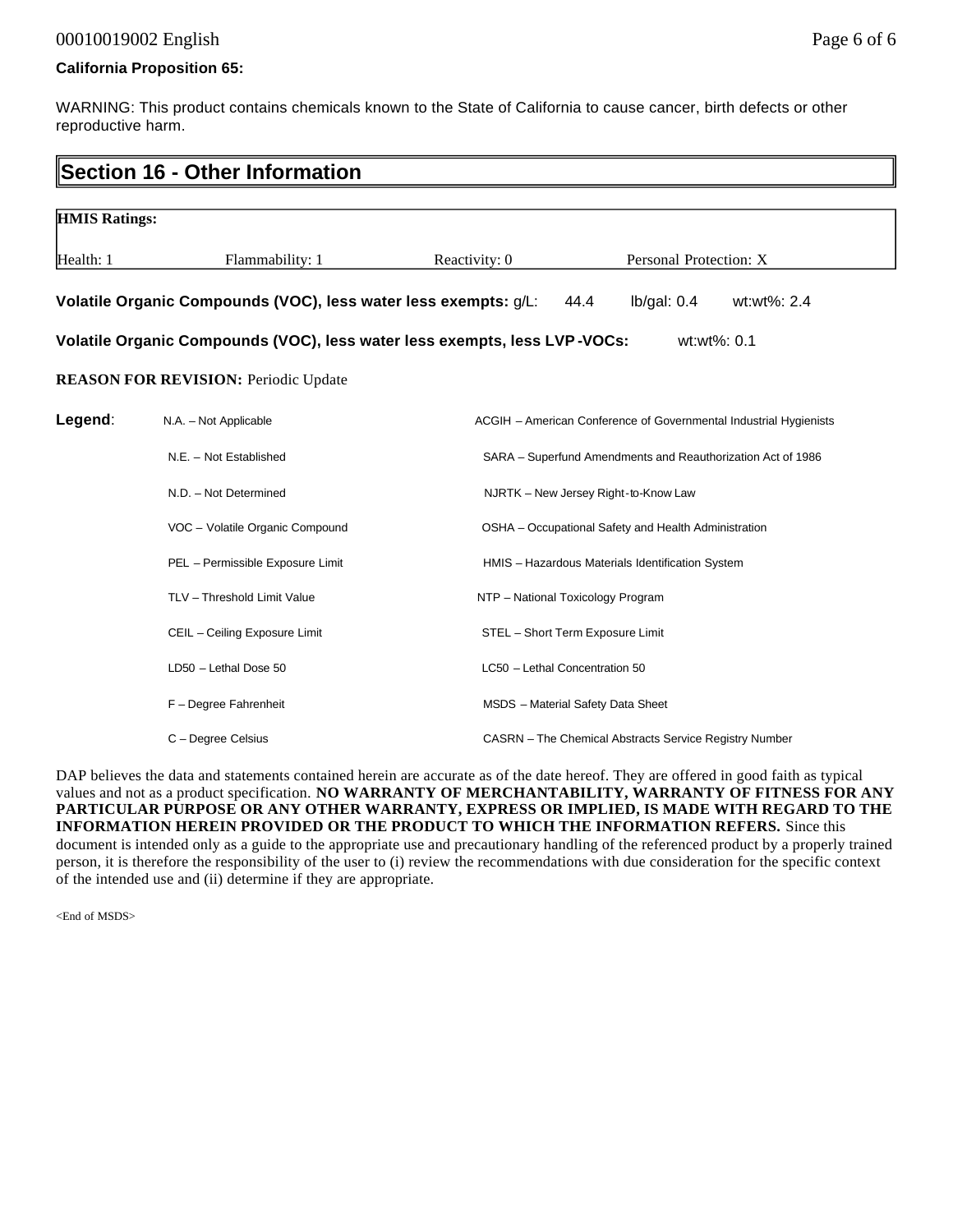**California Proposition 65:**

WARNING: This product contains chemicals known to the State of California to cause cancer, birth defects or other reproductive harm.

## Section 16 - Other Information

| **HMIS Ratings:** | | | |
|---|---|---|---|
| Health: 1 | Flammability: 1 | Reactivity: 0 | Personal Protection: X |

**Volatile Organic Compounds (VOC), less water less exempts:** g/L: 44.4 lb/gal: 0.4 wt:wt%: 2.4

**Volatile Organic Compounds (VOC), less water less exempts, less LVP-VOCs:** wt:wt%: 0.1

**REASON FOR REVISION:** Periodic Update

**Legend**:

| | |
|---|---|
| N.A. – Not Applicable | ACGIH – American Conference of Governmental Industrial Hygienists |
| N.E. – Not Established | SARA – Superfund Amendments and Reauthorization Act of 1986 |
| N.D. – Not Determined | NJRTK – New Jersey Right-to-Know Law |
| VOC – Volatile Organic Compound | OSHA – Occupational Safety and Health Administration |
| PEL – Permissible Exposure Limit | HMIS – Hazardous Materials Identification System |
| TLV – Threshold Limit Value | NTP – National Toxicology Program |
| CEIL – Ceiling Exposure Limit | STEL – Short Term Exposure Limit |
| LD50 – Lethal Dose 50 | LC50 – Lethal Concentration 50 |
| F – Degree Fahrenheit | MSDS – Material Safety Data Sheet |
| C – Degree Celsius | CASRN – The Chemical Abstracts Service Registry Number |

DAP believes the data and statements contained herein are accurate as of the date hereof. They are offered in good faith as typical values and not as a product specification. **NO WARRANTY OF MERCHANTABILITY, WARRANTY OF FITNESS FOR ANY PARTICULAR PURPOSE OR ANY OTHER WARRANTY, EXPRESS OR IMPLIED, IS MADE WITH REGARD TO THE INFORMATION HEREIN PROVIDED OR THE PRODUCT TO WHICH THE INFORMATION REFERS.** Since this document is intended only as a guide to the appropriate use and precautionary handling of the referenced product by a properly trained person, it is therefore the responsibility of the user to (i) review the recommendations with due consideration for the specific context of the intended use and (ii) determine if they are appropriate.

<End of MSDS>